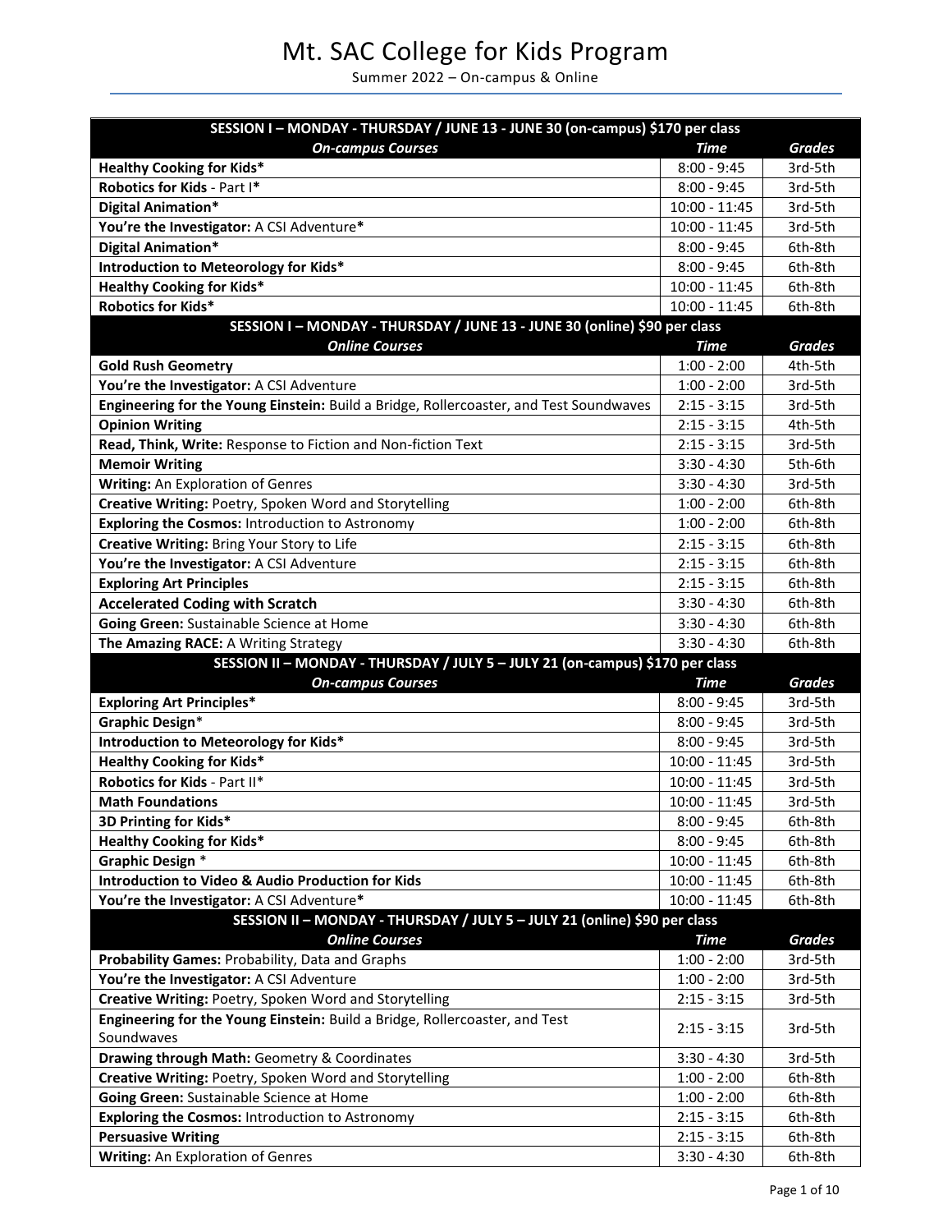# Mt. SAC College for Kids Program

Summer 2022 – On-campus & Online

| SESSION I – MONDAY - THURSDAY / JUNE 13 - JUNE 30 (on-campus) $170 per class | | |
|---|---|---|
| ***On-campus Courses*** | ***Time*** | ***Grades*** |
| **Healthy Cooking for Kids*** | 8:00 - 9:45 | 3rd-5th |
| **Robotics for Kids** - Part I* | 8:00 - 9:45 | 3rd-5th |
| **Digital Animation*** | 10:00 - 11:45 | 3rd-5th |
| **You're the Investigator:** A CSI Adventure* | 10:00 - 11:45 | 3rd-5th |
| **Digital Animation*** | 8:00 - 9:45 | 6th-8th |
| **Introduction to Meteorology for Kids*** | 8:00 - 9:45 | 6th-8th |
| **Healthy Cooking for Kids*** | 10:00 - 11:45 | 6th-8th |
| **Robotics for Kids*** | 10:00 - 11:45 | 6th-8th |
| **SESSION I – MONDAY - THURSDAY / JUNE 13 - JUNE 30 (online) $90 per class** | | |
| ***Online Courses*** | ***Time*** | ***Grades*** |
| **Gold Rush Geometry** | 1:00 - 2:00 | 4th-5th |
| **You're the Investigator:** A CSI Adventure | 1:00 - 2:00 | 3rd-5th |
| **Engineering for the Young Einstein:** Build a Bridge, Rollercoaster, and Test Soundwaves | 2:15 - 3:15 | 3rd-5th |
| **Opinion Writing** | 2:15 - 3:15 | 4th-5th |
| **Read, Think, Write:** Response to Fiction and Non-fiction Text | 2:15 - 3:15 | 3rd-5th |
| **Memoir Writing** | 3:30 - 4:30 | 5th-6th |
| **Writing:** An Exploration of Genres | 3:30 - 4:30 | 3rd-5th |
| **Creative Writing:** Poetry, Spoken Word and Storytelling | 1:00 - 2:00 | 6th-8th |
| **Exploring the Cosmos:** Introduction to Astronomy | 1:00 - 2:00 | 6th-8th |
| **Creative Writing:** Bring Your Story to Life | 2:15 - 3:15 | 6th-8th |
| **You're the Investigator:** A CSI Adventure | 2:15 - 3:15 | 6th-8th |
| **Exploring Art Principles** | 2:15 - 3:15 | 6th-8th |
| **Accelerated Coding with Scratch** | 3:30 - 4:30 | 6th-8th |
| **Going Green:** Sustainable Science at Home | 3:30 - 4:30 | 6th-8th |
| **The Amazing RACE:** A Writing Strategy | 3:30 - 4:30 | 6th-8th |
| **SESSION II – MONDAY - THURSDAY / JULY 5 – JULY 21 (on-campus) $170 per class** | | |
| ***On-campus Courses*** | ***Time*** | ***Grades*** |
| **Exploring Art Principles*** | 8:00 - 9:45 | 3rd-5th |
| **Graphic Design*** | 8:00 - 9:45 | 3rd-5th |
| **Introduction to Meteorology for Kids*** | 8:00 - 9:45 | 3rd-5th |
| **Healthy Cooking for Kids*** | 10:00 - 11:45 | 3rd-5th |
| **Robotics for Kids** - Part II* | 10:00 - 11:45 | 3rd-5th |
| **Math Foundations** | 10:00 - 11:45 | 3rd-5th |
| **3D Printing for Kids*** | 8:00 - 9:45 | 6th-8th |
| **Healthy Cooking for Kids*** | 8:00 - 9:45 | 6th-8th |
| **Graphic Design** * | 10:00 - 11:45 | 6th-8th |
| **Introduction to Video & Audio Production for Kids** | 10:00 - 11:45 | 6th-8th |
| **You're the Investigator:** A CSI Adventure* | 10:00 - 11:45 | 6th-8th |
| **SESSION II – MONDAY - THURSDAY / JULY 5 – JULY 21 (online) $90 per class** | | |
| ***Online Courses*** | ***Time*** | ***Grades*** |
| **Probability Games:** Probability, Data and Graphs | 1:00 - 2:00 | 3rd-5th |
| **You're the Investigator:** A CSI Adventure | 1:00 - 2:00 | 3rd-5th |
| **Creative Writing:** Poetry, Spoken Word and Storytelling | 2:15 - 3:15 | 3rd-5th |
| **Engineering for the Young Einstein:** Build a Bridge, Rollercoaster, and Test Soundwaves | 2:15 - 3:15 | 3rd-5th |
| **Drawing through Math:** Geometry & Coordinates | 3:30 - 4:30 | 3rd-5th |
| **Creative Writing:** Poetry, Spoken Word and Storytelling | 1:00 - 2:00 | 6th-8th |
| **Going Green:** Sustainable Science at Home | 1:00 - 2:00 | 6th-8th |
| **Exploring the Cosmos:** Introduction to Astronomy | 2:15 - 3:15 | 6th-8th |
| **Persuasive Writing** | 2:15 - 3:15 | 6th-8th |
| **Writing:** An Exploration of Genres | 3:30 - 4:30 | 6th-8th |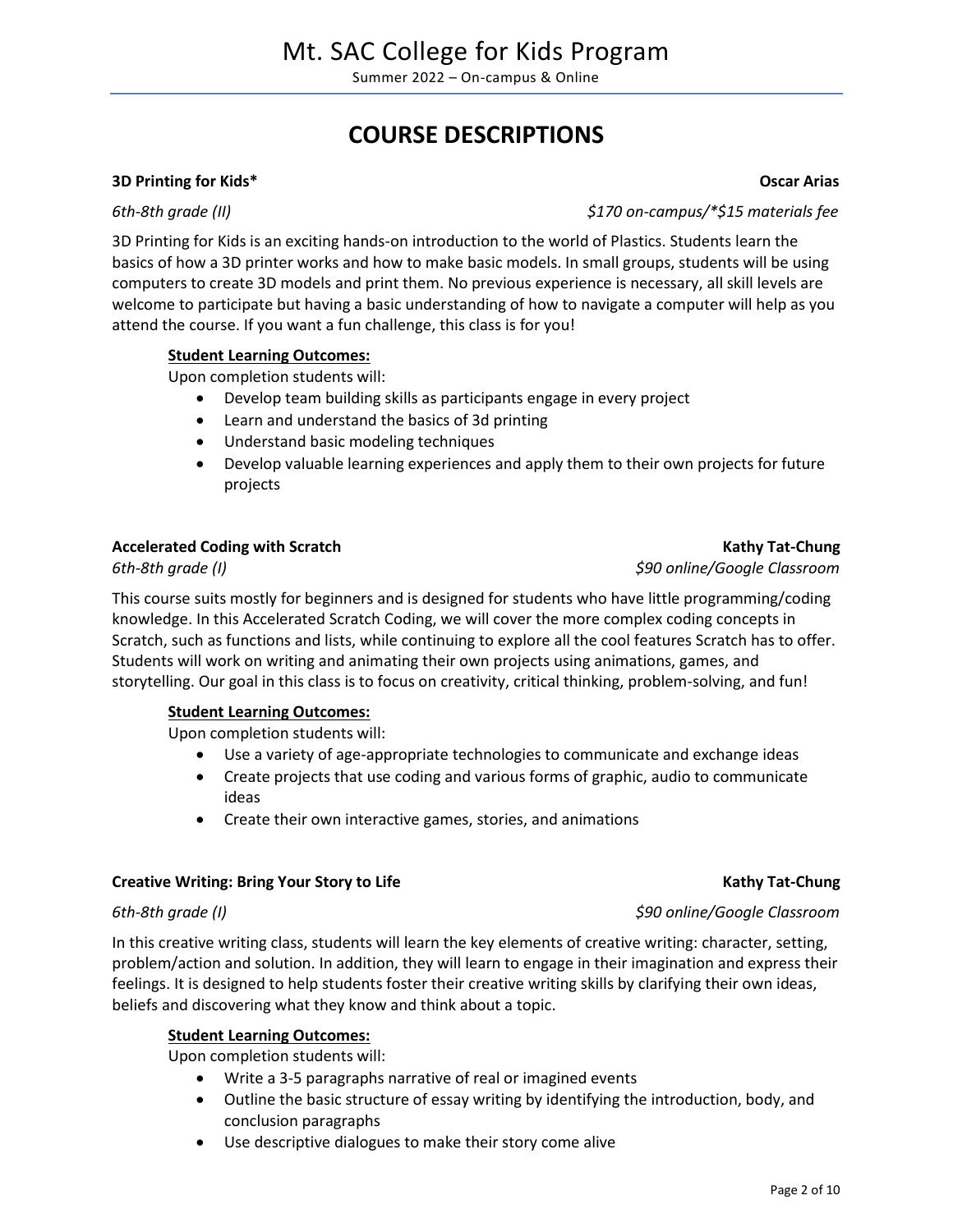# Mt. SAC College for Kids Program

Summer 2022 – On-campus & Online

## COURSE DESCRIPTIONS

**3D Printing for Kids*** **Oscar Arias**

*6th-8th grade (II)* *$170 on-campus/*$15 materials fee*

3D Printing for Kids is an exciting hands-on introduction to the world of Plastics. Students learn the basics of how a 3D printer works and how to make basic models. In small groups, students will be using computers to create 3D models and print them. No previous experience is necessary, all skill levels are welcome to participate but having a basic understanding of how to navigate a computer will help as you attend the course. If you want a fun challenge, this class is for you!

**Student Learning Outcomes:**

Upon completion students will:

- Develop team building skills as participants engage in every project
- Learn and understand the basics of 3d printing
- Understand basic modeling techniques
- Develop valuable learning experiences and apply them to their own projects for future projects

**Accelerated Coding with Scratch** **Kathy Tat-Chung**

*6th-8th grade (I)* *$90 online/Google Classroom*

This course suits mostly for beginners and is designed for students who have little programming/coding knowledge. In this Accelerated Scratch Coding, we will cover the more complex coding concepts in Scratch, such as functions and lists, while continuing to explore all the cool features Scratch has to offer. Students will work on writing and animating their own projects using animations, games, and storytelling. Our goal in this class is to focus on creativity, critical thinking, problem-solving, and fun!

**Student Learning Outcomes:**

Upon completion students will:

- Use a variety of age-appropriate technologies to communicate and exchange ideas
- Create projects that use coding and various forms of graphic, audio to communicate ideas
- Create their own interactive games, stories, and animations

**Creative Writing: Bring Your Story to Life** **Kathy Tat-Chung**

*6th-8th grade (I)* *$90 online/Google Classroom*

In this creative writing class, students will learn the key elements of creative writing: character, setting, problem/action and solution. In addition, they will learn to engage in their imagination and express their feelings. It is designed to help students foster their creative writing skills by clarifying their own ideas, beliefs and discovering what they know and think about a topic.

**Student Learning Outcomes:**

Upon completion students will:

- Write a 3-5 paragraphs narrative of real or imagined events
- Outline the basic structure of essay writing by identifying the introduction, body, and conclusion paragraphs
- Use descriptive dialogues to make their story come alive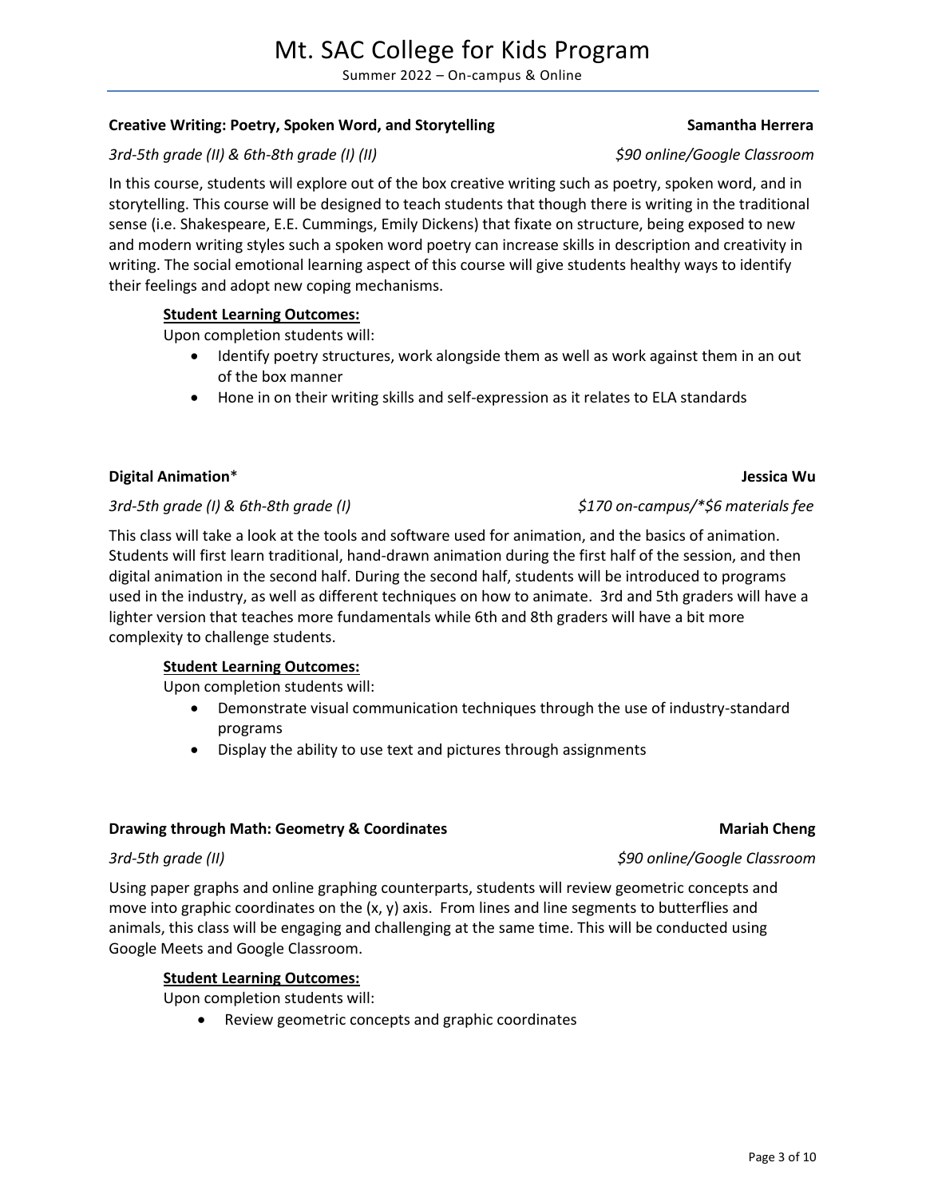### Creative Writing: Poetry, Spoken Word, and Storytelling — Samantha Herrera

*3rd-5th grade (II) & 6th-8th grade (I) (II)* — *$90 online/Google Classroom*

In this course, students will explore out of the box creative writing such as poetry, spoken word, and in storytelling. This course will be designed to teach students that though there is writing in the traditional sense (i.e. Shakespeare, E.E. Cummings, Emily Dickens) that fixate on structure, being exposed to new and modern writing styles such a spoken word poetry can increase skills in description and creativity in writing. The social emotional learning aspect of this course will give students healthy ways to identify their feelings and adopt new coping mechanisms.

**Student Learning Outcomes:**

Upon completion students will:

- Identify poetry structures, work alongside them as well as work against them in an out of the box manner
- Hone in on their writing skills and self-expression as it relates to ELA standards

### Digital Animation* — Jessica Wu

*3rd-5th grade (I) & 6th-8th grade (I)* — *$170 on-campus/*$6 materials fee*

This class will take a look at the tools and software used for animation, and the basics of animation. Students will first learn traditional, hand-drawn animation during the first half of the session, and then digital animation in the second half. During the second half, students will be introduced to programs used in the industry, as well as different techniques on how to animate. 3rd and 5th graders will have a lighter version that teaches more fundamentals while 6th and 8th graders will have a bit more complexity to challenge students.

**Student Learning Outcomes:**

Upon completion students will:

- Demonstrate visual communication techniques through the use of industry-standard programs
- Display the ability to use text and pictures through assignments

### Drawing through Math: Geometry & Coordinates — Mariah Cheng

*3rd-5th grade (II)* — *$90 online/Google Classroom*

Using paper graphs and online graphing counterparts, students will review geometric concepts and move into graphic coordinates on the (x, y) axis. From lines and line segments to butterflies and animals, this class will be engaging and challenging at the same time. This will be conducted using Google Meets and Google Classroom.

**Student Learning Outcomes:**

Upon completion students will:

- Review geometric concepts and graphic coordinates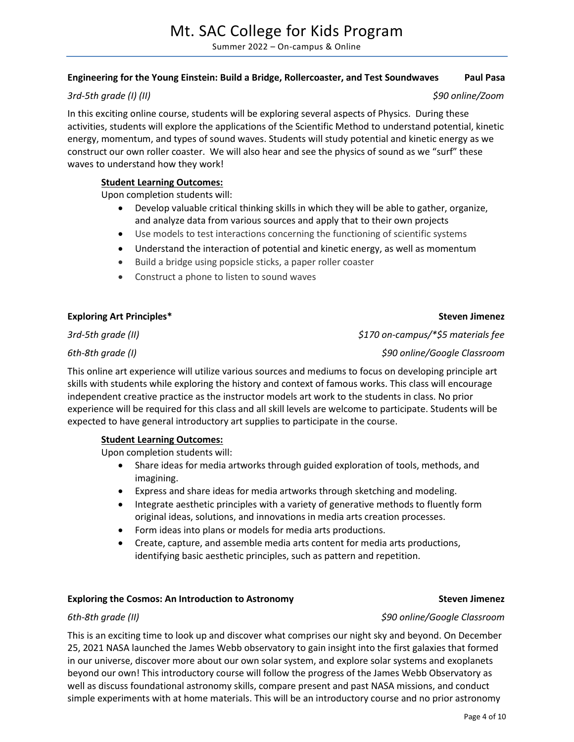### Engineering for the Young Einstein: Build a Bridge, Rollercoaster, and Test Soundwaves — Paul Pasa

*3rd-5th grade (I) (II)* — *$90 online/Zoom*

In this exciting online course, students will be exploring several aspects of Physics. During these activities, students will explore the applications of the Scientific Method to understand potential, kinetic energy, momentum, and types of sound waves. Students will study potential and kinetic energy as we construct our own roller coaster. We will also hear and see the physics of sound as we "surf" these waves to understand how they work!

**Student Learning Outcomes:**

Upon completion students will:

- Develop valuable critical thinking skills in which they will be able to gather, organize, and analyze data from various sources and apply that to their own projects
- Use models to test interactions concerning the functioning of scientific systems
- Understand the interaction of potential and kinetic energy, as well as momentum
- Build a bridge using popsicle sticks, a paper roller coaster
- Construct a phone to listen to sound waves

### Exploring Art Principles* — Steven Jimenez

*3rd-5th grade (II)* — *$170 on-campus/*$5 materials fee*

*6th-8th grade (I)* — *$90 online/Google Classroom*

This online art experience will utilize various sources and mediums to focus on developing principle art skills with students while exploring the history and context of famous works. This class will encourage independent creative practice as the instructor models art work to the students in class. No prior experience will be required for this class and all skill levels are welcome to participate. Students will be expected to have general introductory art supplies to participate in the course.

**Student Learning Outcomes:**

Upon completion students will:

- Share ideas for media artworks through guided exploration of tools, methods, and imagining.
- Express and share ideas for media artworks through sketching and modeling.
- Integrate aesthetic principles with a variety of generative methods to fluently form original ideas, solutions, and innovations in media arts creation processes.
- Form ideas into plans or models for media arts productions.
- Create, capture, and assemble media arts content for media arts productions, identifying basic aesthetic principles, such as pattern and repetition.

### Exploring the Cosmos: An Introduction to Astronomy — Steven Jimenez

*6th-8th grade (II)* — *$90 online/Google Classroom*

This is an exciting time to look up and discover what comprises our night sky and beyond. On December 25, 2021 NASA launched the James Webb observatory to gain insight into the first galaxies that formed in our universe, discover more about our own solar system, and explore solar systems and exoplanets beyond our own! This introductory course will follow the progress of the James Webb Observatory as well as discuss foundational astronomy skills, compare present and past NASA missions, and conduct simple experiments with at home materials. This will be an introductory course and no prior astronomy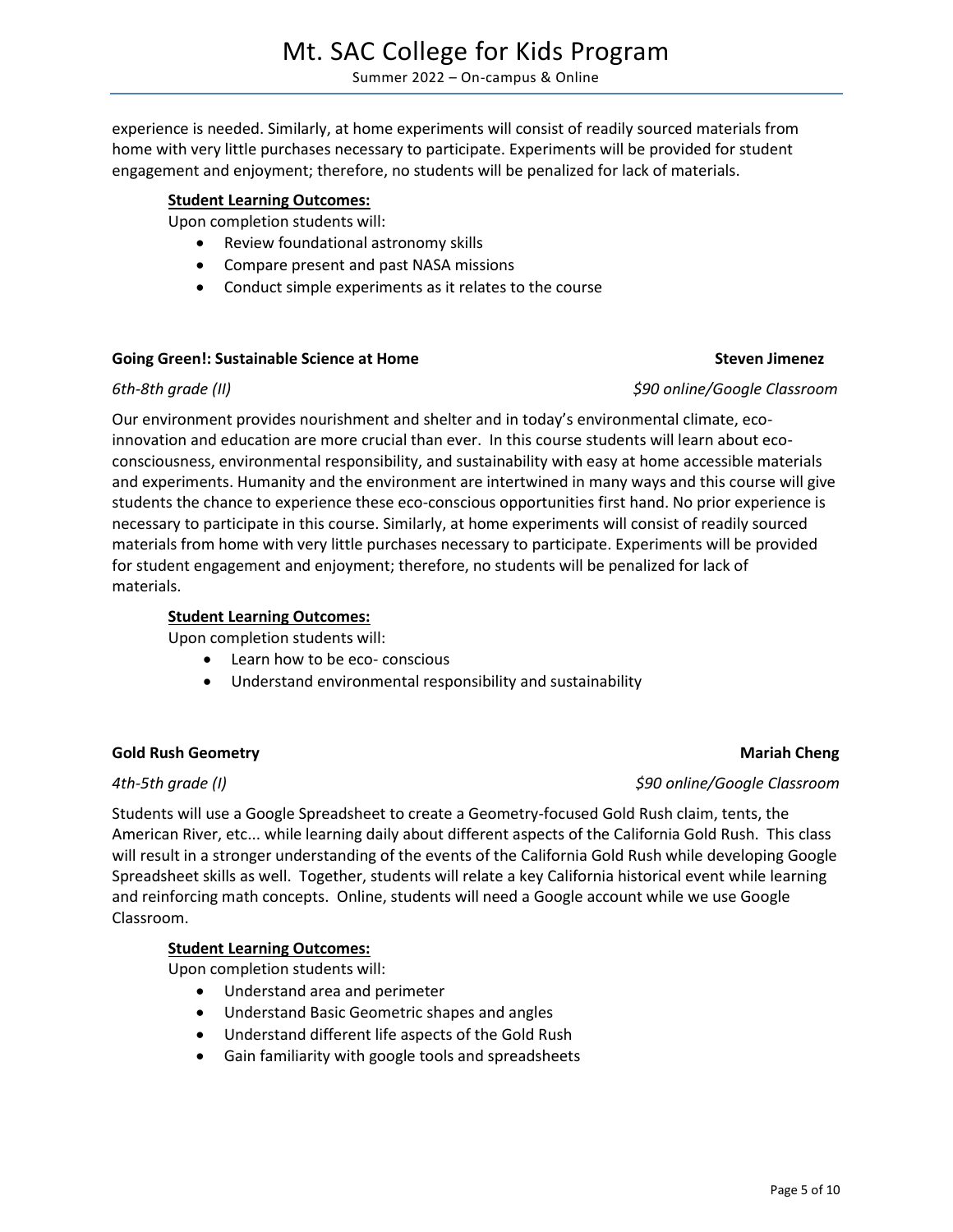experience is needed. Similarly, at home experiments will consist of readily sourced materials from home with very little purchases necessary to participate. Experiments will be provided for student engagement and enjoyment; therefore, no students will be penalized for lack of materials.

**Student Learning Outcomes:**

Upon completion students will:

- Review foundational astronomy skills
- Compare present and past NASA missions
- Conduct simple experiments as it relates to the course

**Going Green!: Sustainable Science at Home** **Steven Jimenez**

*6th-8th grade (II)* *$90 online/Google Classroom*

Our environment provides nourishment and shelter and in today's environmental climate, eco-innovation and education are more crucial than ever. In this course students will learn about eco-consciousness, environmental responsibility, and sustainability with easy at home accessible materials and experiments. Humanity and the environment are intertwined in many ways and this course will give students the chance to experience these eco-conscious opportunities first hand. No prior experience is necessary to participate in this course. Similarly, at home experiments will consist of readily sourced materials from home with very little purchases necessary to participate. Experiments will be provided for student engagement and enjoyment; therefore, no students will be penalized for lack of materials.

**Student Learning Outcomes:**

Upon completion students will:

- Learn how to be eco- conscious
- Understand environmental responsibility and sustainability

**Gold Rush Geometry** **Mariah Cheng**

*4th-5th grade (I)* *$90 online/Google Classroom*

Students will use a Google Spreadsheet to create a Geometry-focused Gold Rush claim, tents, the American River, etc... while learning daily about different aspects of the California Gold Rush. This class will result in a stronger understanding of the events of the California Gold Rush while developing Google Spreadsheet skills as well. Together, students will relate a key California historical event while learning and reinforcing math concepts. Online, students will need a Google account while we use Google Classroom.

**Student Learning Outcomes:**

Upon completion students will:

- Understand area and perimeter
- Understand Basic Geometric shapes and angles
- Understand different life aspects of the Gold Rush
- Gain familiarity with google tools and spreadsheets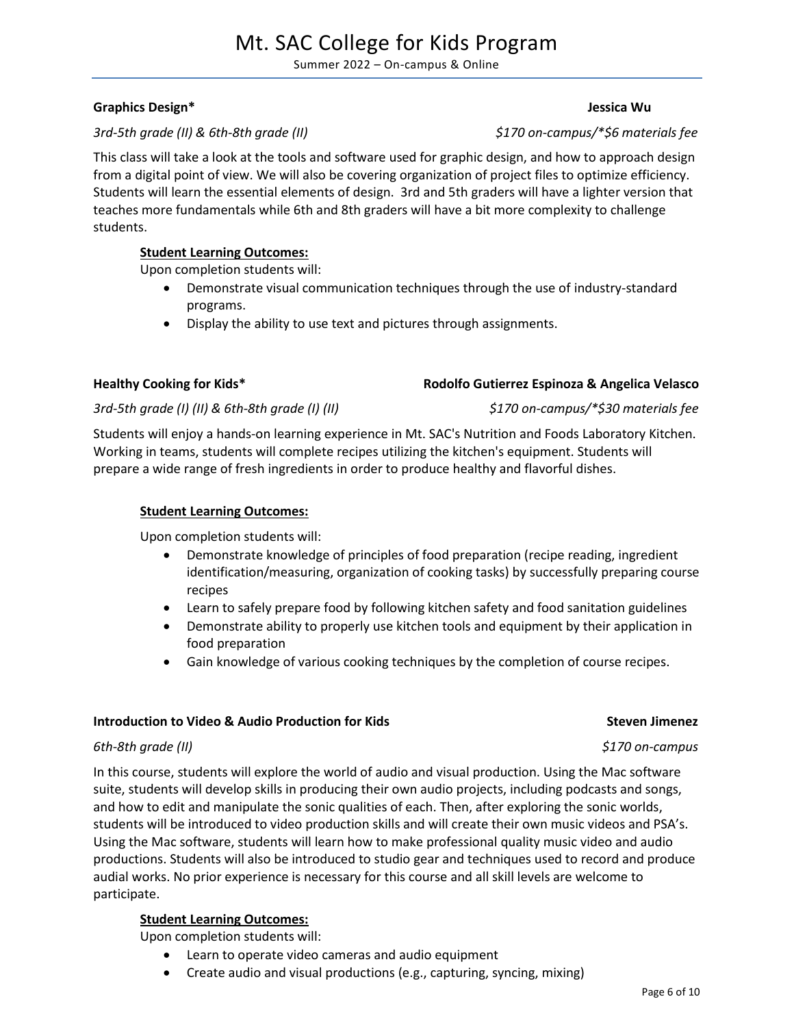**Graphics Design*** **Jessica Wu**

*3rd-5th grade (II) & 6th-8th grade (II)* *$170 on-campus/*$6 materials fee*

This class will take a look at the tools and software used for graphic design, and how to approach design from a digital point of view. We will also be covering organization of project files to optimize efficiency. Students will learn the essential elements of design. 3rd and 5th graders will have a lighter version that teaches more fundamentals while 6th and 8th graders will have a bit more complexity to challenge students.

**Student Learning Outcomes:**

Upon completion students will:

- Demonstrate visual communication techniques through the use of industry-standard programs.
- Display the ability to use text and pictures through assignments.

**Healthy Cooking for Kids*** **Rodolfo Gutierrez Espinoza & Angelica Velasco**

*3rd-5th grade (I) (II) & 6th-8th grade (I) (II)* *$170 on-campus/*$30 materials fee*

Students will enjoy a hands-on learning experience in Mt. SAC's Nutrition and Foods Laboratory Kitchen. Working in teams, students will complete recipes utilizing the kitchen's equipment. Students will prepare a wide range of fresh ingredients in order to produce healthy and flavorful dishes.

**Student Learning Outcomes:**

Upon completion students will:

- Demonstrate knowledge of principles of food preparation (recipe reading, ingredient identification/measuring, organization of cooking tasks) by successfully preparing course recipes
- Learn to safely prepare food by following kitchen safety and food sanitation guidelines
- Demonstrate ability to properly use kitchen tools and equipment by their application in food preparation
- Gain knowledge of various cooking techniques by the completion of course recipes.

**Introduction to Video & Audio Production for Kids** **Steven Jimenez**

*6th-8th grade (II)* *$170 on-campus*

In this course, students will explore the world of audio and visual production. Using the Mac software suite, students will develop skills in producing their own audio projects, including podcasts and songs, and how to edit and manipulate the sonic qualities of each. Then, after exploring the sonic worlds, students will be introduced to video production skills and will create their own music videos and PSA's. Using the Mac software, students will learn how to make professional quality music video and audio productions. Students will also be introduced to studio gear and techniques used to record and produce audial works. No prior experience is necessary for this course and all skill levels are welcome to participate.

**Student Learning Outcomes:**

Upon completion students will:

- Learn to operate video cameras and audio equipment
- Create audio and visual productions (e.g., capturing, syncing, mixing)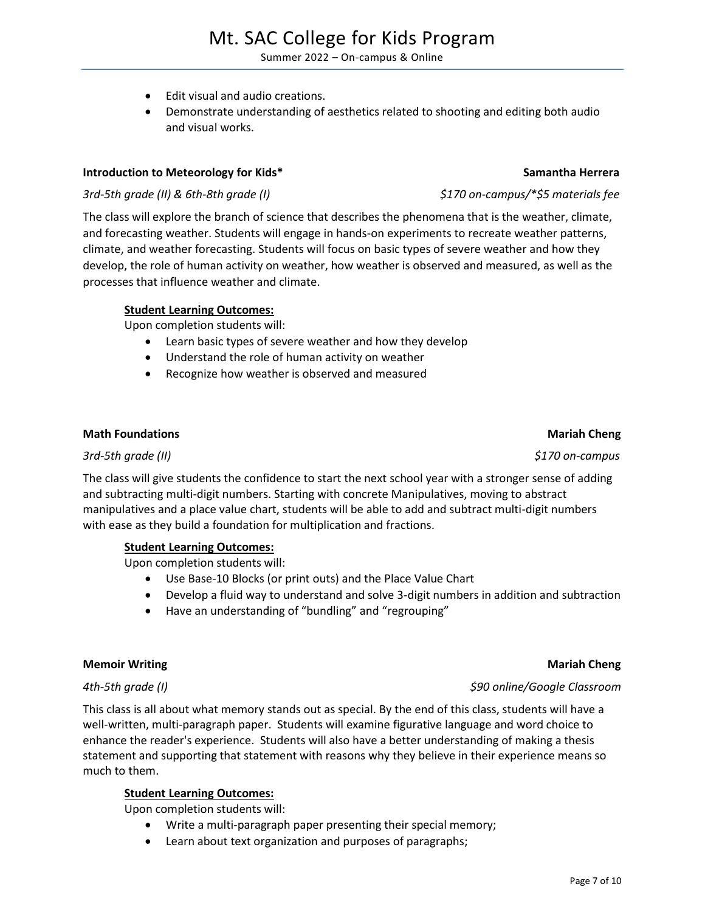- Edit visual and audio creations.
- Demonstrate understanding of aesthetics related to shooting and editing both audio and visual works.

**Introduction to Meteorology for Kids*** **Samantha Herrera**

*3rd-5th grade (II) & 6th-8th grade (I)* *$170 on-campus/*$5 materials fee*

The class will explore the branch of science that describes the phenomena that is the weather, climate, and forecasting weather. Students will engage in hands-on experiments to recreate weather patterns, climate, and weather forecasting. Students will focus on basic types of severe weather and how they develop, the role of human activity on weather, how weather is observed and measured, as well as the processes that influence weather and climate.

**Student Learning Outcomes:**

Upon completion students will:

- Learn basic types of severe weather and how they develop
- Understand the role of human activity on weather
- Recognize how weather is observed and measured

**Math Foundations** **Mariah Cheng**

*3rd-5th grade (II)* *$170 on-campus*

The class will give students the confidence to start the next school year with a stronger sense of adding and subtracting multi-digit numbers. Starting with concrete Manipulatives, moving to abstract manipulatives and a place value chart, students will be able to add and subtract multi-digit numbers with ease as they build a foundation for multiplication and fractions.

**Student Learning Outcomes:**

Upon completion students will:

- Use Base-10 Blocks (or print outs) and the Place Value Chart
- Develop a fluid way to understand and solve 3-digit numbers in addition and subtraction
- Have an understanding of "bundling" and "regrouping"

**Memoir Writing** **Mariah Cheng**

*4th-5th grade (I)* *$90 online/Google Classroom*

This class is all about what memory stands out as special. By the end of this class, students will have a well-written, multi-paragraph paper. Students will examine figurative language and word choice to enhance the reader's experience. Students will also have a better understanding of making a thesis statement and supporting that statement with reasons why they believe in their experience means so much to them.

**Student Learning Outcomes:**

Upon completion students will:

- Write a multi-paragraph paper presenting their special memory;
- Learn about text organization and purposes of paragraphs;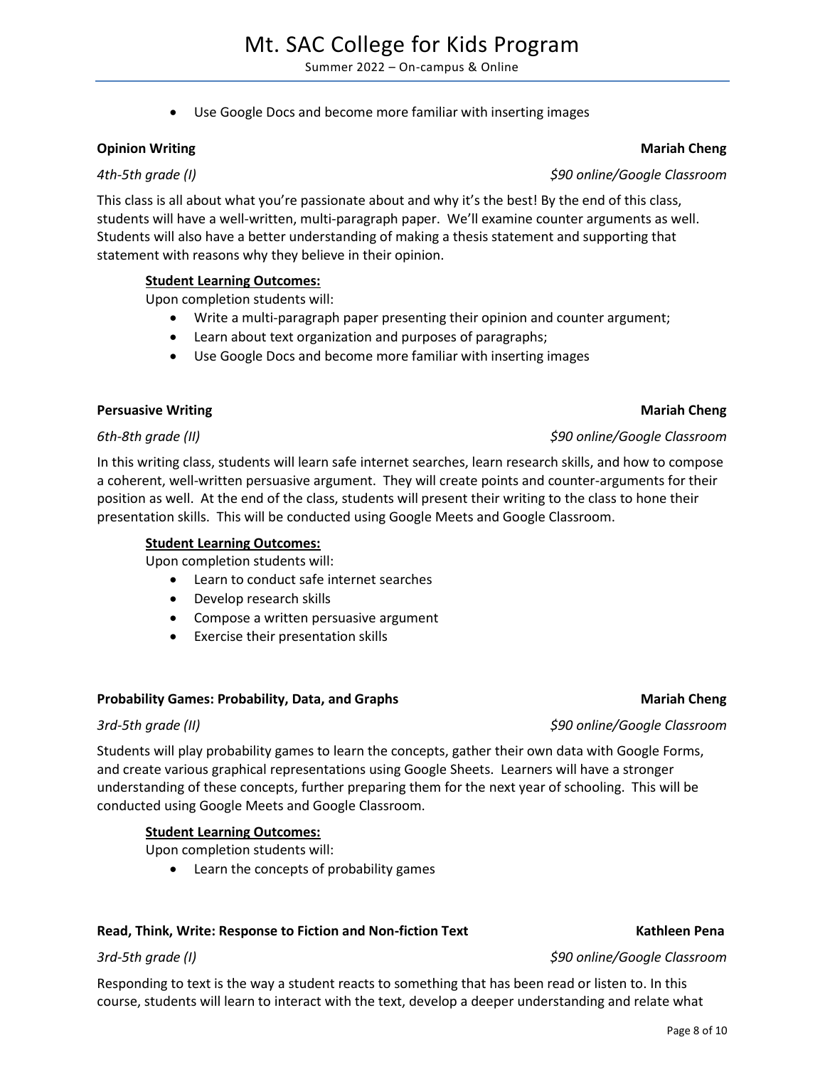- Use Google Docs and become more familiar with inserting images

**Opinion Writing** **Mariah Cheng**

*4th-5th grade (I)* *$90 online/Google Classroom*

This class is all about what you're passionate about and why it's the best! By the end of this class, students will have a well-written, multi-paragraph paper. We'll examine counter arguments as well. Students will also have a better understanding of making a thesis statement and supporting that statement with reasons why they believe in their opinion.

**Student Learning Outcomes:**

Upon completion students will:

- Write a multi-paragraph paper presenting their opinion and counter argument;
- Learn about text organization and purposes of paragraphs;
- Use Google Docs and become more familiar with inserting images

**Persuasive Writing** **Mariah Cheng**

*6th-8th grade (II)* *$90 online/Google Classroom*

In this writing class, students will learn safe internet searches, learn research skills, and how to compose a coherent, well-written persuasive argument. They will create points and counter-arguments for their position as well. At the end of the class, students will present their writing to the class to hone their presentation skills. This will be conducted using Google Meets and Google Classroom.

**Student Learning Outcomes:**

Upon completion students will:

- Learn to conduct safe internet searches
- Develop research skills
- Compose a written persuasive argument
- Exercise their presentation skills

**Probability Games: Probability, Data, and Graphs** **Mariah Cheng**

*3rd-5th grade (II)* *$90 online/Google Classroom*

Students will play probability games to learn the concepts, gather their own data with Google Forms, and create various graphical representations using Google Sheets. Learners will have a stronger understanding of these concepts, further preparing them for the next year of schooling. This will be conducted using Google Meets and Google Classroom.

**Student Learning Outcomes:**

Upon completion students will:

- Learn the concepts of probability games

**Read, Think, Write: Response to Fiction and Non-fiction Text** **Kathleen Pena**

*3rd-5th grade (I)* *$90 online/Google Classroom*

Responding to text is the way a student reacts to something that has been read or listen to. In this course, students will learn to interact with the text, develop a deeper understanding and relate what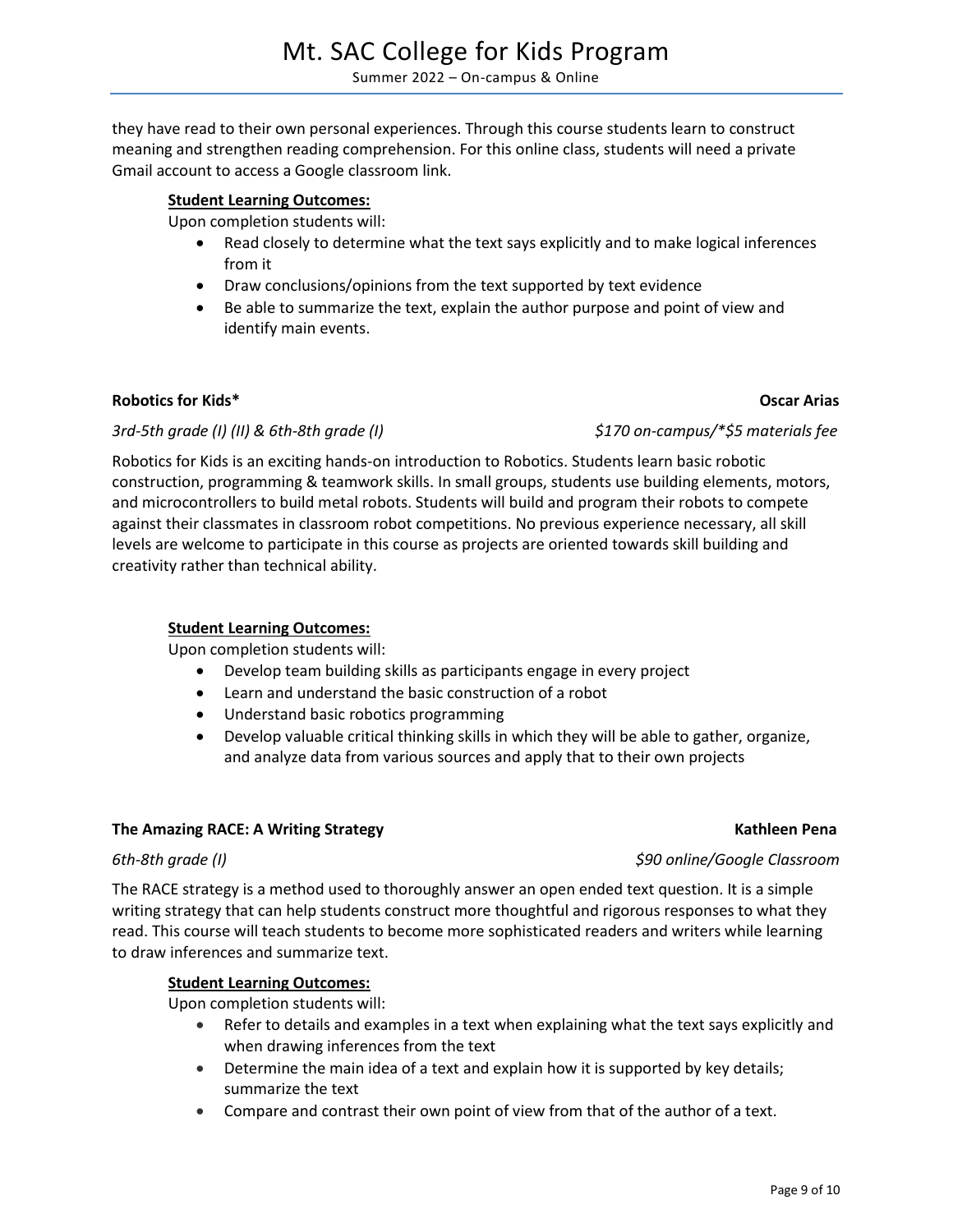they have read to their own personal experiences. Through this course students learn to construct meaning and strengthen reading comprehension. For this online class, students will need a private Gmail account to access a Google classroom link.

**Student Learning Outcomes:**

Upon completion students will:

- Read closely to determine what the text says explicitly and to make logical inferences from it
- Draw conclusions/opinions from the text supported by text evidence
- Be able to summarize the text, explain the author purpose and point of view and identify main events.

**Robotics for Kids*** **Oscar Arias**

*3rd-5th grade (I) (II) & 6th-8th grade (I)* *$170 on-campus/*$5 materials fee*

Robotics for Kids is an exciting hands-on introduction to Robotics. Students learn basic robotic construction, programming & teamwork skills. In small groups, students use building elements, motors, and microcontrollers to build metal robots. Students will build and program their robots to compete against their classmates in classroom robot competitions. No previous experience necessary, all skill levels are welcome to participate in this course as projects are oriented towards skill building and creativity rather than technical ability.

**Student Learning Outcomes:**

Upon completion students will:

- Develop team building skills as participants engage in every project
- Learn and understand the basic construction of a robot
- Understand basic robotics programming
- Develop valuable critical thinking skills in which they will be able to gather, organize, and analyze data from various sources and apply that to their own projects

**The Amazing RACE: A Writing Strategy** **Kathleen Pena**

*6th-8th grade (I)* *$90 online/Google Classroom*

The RACE strategy is a method used to thoroughly answer an open ended text question. It is a simple writing strategy that can help students construct more thoughtful and rigorous responses to what they read. This course will teach students to become more sophisticated readers and writers while learning to draw inferences and summarize text.

**Student Learning Outcomes:**

Upon completion students will:

- Refer to details and examples in a text when explaining what the text says explicitly and when drawing inferences from the text
- Determine the main idea of a text and explain how it is supported by key details; summarize the text
- Compare and contrast their own point of view from that of the author of a text.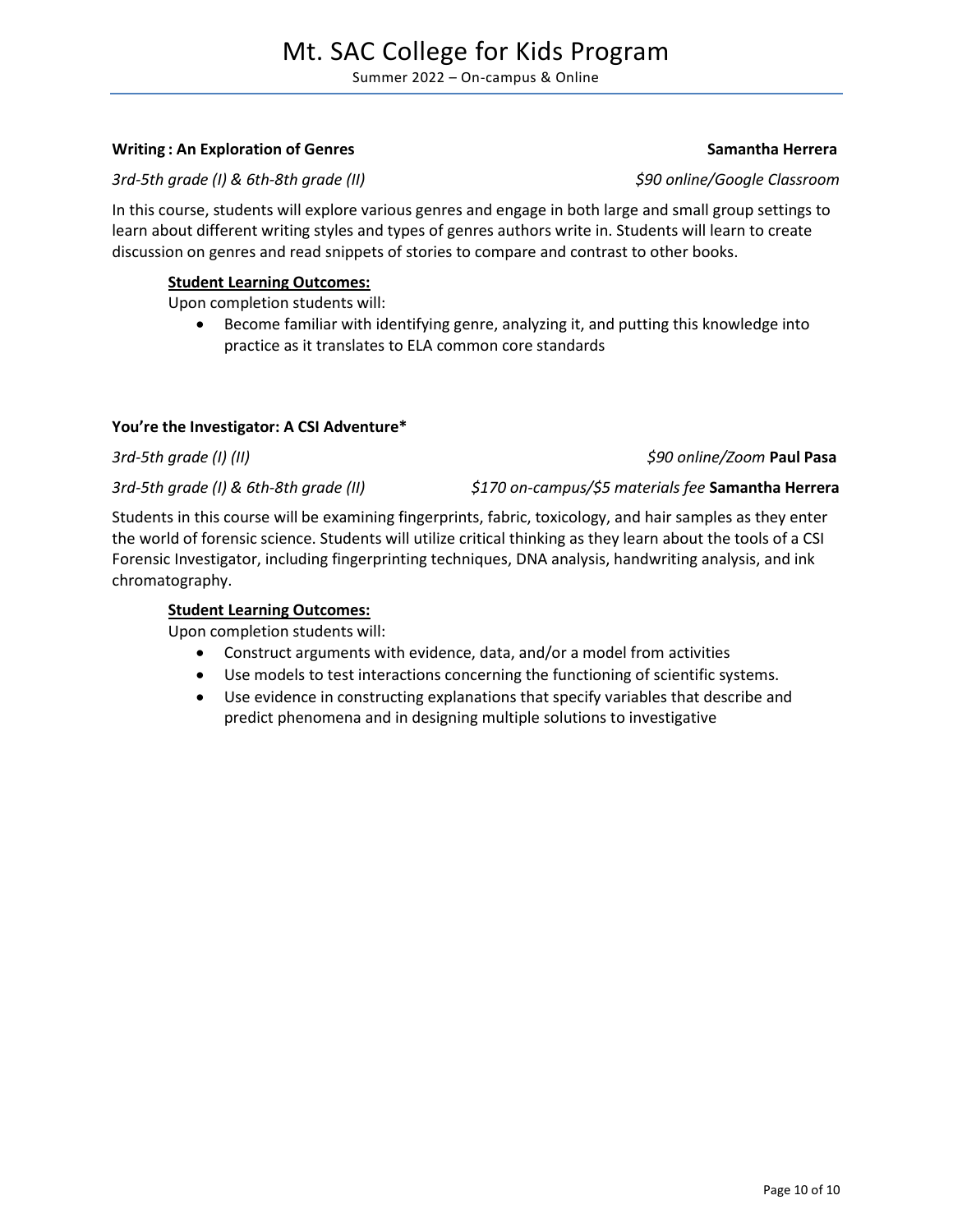**Writing : An Exploration of Genres** **Samantha Herrera**

*3rd-5th grade (I) & 6th-8th grade (II)* *$90 online/Google Classroom*

In this course, students will explore various genres and engage in both large and small group settings to learn about different writing styles and types of genres authors write in. Students will learn to create discussion on genres and read snippets of stories to compare and contrast to other books.

**Student Learning Outcomes:**

Upon completion students will:

- Become familiar with identifying genre, analyzing it, and putting this knowledge into practice as it translates to ELA common core standards

**You're the Investigator: A CSI Adventure***

*3rd-5th grade (I) (II)* *$90 online/Zoom* **Paul Pasa**

*3rd-5th grade (I) & 6th-8th grade (II)* *$170 on-campus/$5 materials fee* **Samantha Herrera**

Students in this course will be examining fingerprints, fabric, toxicology, and hair samples as they enter the world of forensic science. Students will utilize critical thinking as they learn about the tools of a CSI Forensic Investigator, including fingerprinting techniques, DNA analysis, handwriting analysis, and ink chromatography.

**Student Learning Outcomes:**

Upon completion students will:

- Construct arguments with evidence, data, and/or a model from activities
- Use models to test interactions concerning the functioning of scientific systems.
- Use evidence in constructing explanations that specify variables that describe and predict phenomena and in designing multiple solutions to investigative